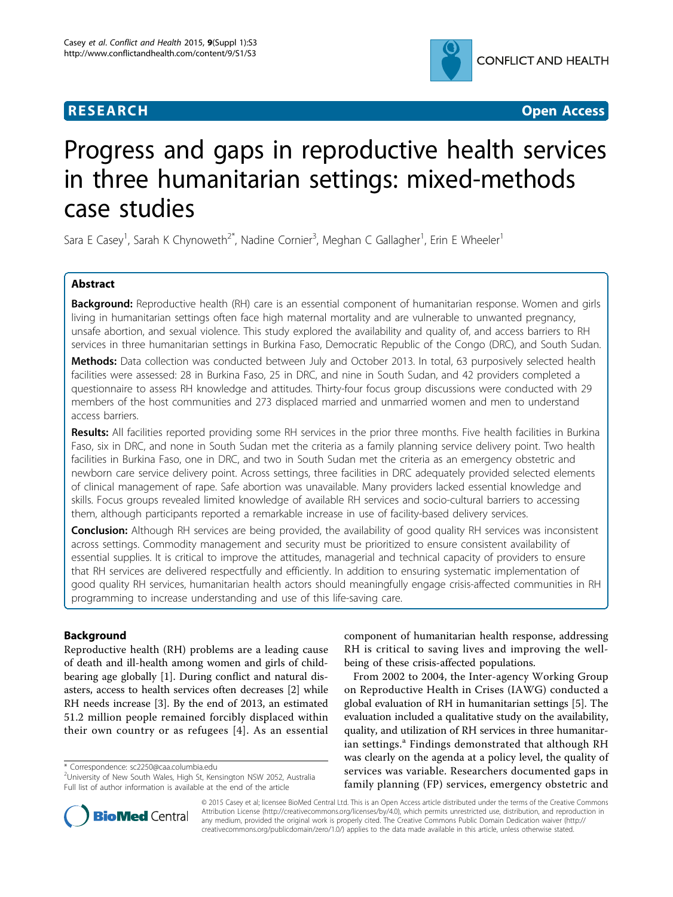RESEARCH Open Access

# Progress and gaps in reproductive health services in three humanitarian settings: mixed-methods case studies

Sara E Casey[1], Sarah K Chynoweth[2*], Nadine Cornier[3], Meghan C Gallagher[1], Erin E Wheeler[1]

## Abstract

**Background:** Reproductive health (RH) care is an essential component of humanitarian response. Women and girls living in humanitarian settings often face high maternal mortality and are vulnerable to unwanted pregnancy, unsafe abortion, and sexual violence. This study explored the availability and quality of, and access barriers to RH services in three humanitarian settings in Burkina Faso, Democratic Republic of the Congo (DRC), and South Sudan.

**Methods:** Data collection was conducted between July and October 2013. In total, 63 purposively selected health facilities were assessed: 28 in Burkina Faso, 25 in DRC, and nine in South Sudan, and 42 providers completed a questionnaire to assess RH knowledge and attitudes. Thirty-four focus group discussions were conducted with 29 members of the host communities and 273 displaced married and unmarried women and men to understand access barriers.

**Results:** All facilities reported providing some RH services in the prior three months. Five health facilities in Burkina Faso, six in DRC, and none in South Sudan met the criteria as a family planning service delivery point. Two health facilities in Burkina Faso, one in DRC, and two in South Sudan met the criteria as an emergency obstetric and newborn care service delivery point. Across settings, three facilities in DRC adequately provided selected elements of clinical management of rape. Safe abortion was unavailable. Many providers lacked essential knowledge and skills. Focus groups revealed limited knowledge of available RH services and socio-cultural barriers to accessing them, although participants reported a remarkable increase in use of facility-based delivery services.

**Conclusion:** Although RH services are being provided, the availability of good quality RH services was inconsistent across settings. Commodity management and security must be prioritized to ensure consistent availability of essential supplies. It is critical to improve the attitudes, managerial and technical capacity of providers to ensure that RH services are delivered respectfully and efficiently. In addition to ensuring systematic implementation of good quality RH services, humanitarian health actors should meaningfully engage crisis-affected communities in RH programming to increase understanding and use of this life-saving care.

## Background

Reproductive health (RH) problems are a leading cause of death and ill-health among women and girls of childbearing age globally [1]. During conflict and natural disasters, access to health services often decreases [2] while RH needs increase [3]. By the end of 2013, an estimated 51.2 million people remained forcibly displaced within their own country or as refugees [4]. As an essential component of humanitarian health response, addressing RH is critical to saving lives and improving the well-being of these crisis-affected populations.

From 2002 to 2004, the Inter-agency Working Group on Reproductive Health in Crises (IAWG) conducted a global evaluation of RH in humanitarian settings [5]. The evaluation included a qualitative study on the availability, quality, and utilization of RH services in three humanitarian settings.[a] Findings demonstrated that although RH was clearly on the agenda at a policy level, the quality of services was variable. Researchers documented gaps in family planning (FP) services, emergency obstetric and

\* Correspondence: sc2250@caa.columbia.edu
[2]University of New South Wales, High St, Kensington NSW 2052, Australia
Full list of author information is available at the end of the article

© 2015 Casey et al; licensee BioMed Central Ltd. This is an Open Access article distributed under the terms of the Creative Commons Attribution License (http://creativecommons.org/licenses/by/4.0), which permits unrestricted use, distribution, and reproduction in any medium, provided the original work is properly cited. The Creative Commons Public Domain Dedication waiver (http://creativecommons.org/publicdomain/zero/1.0/) applies to the data made available in this article, unless otherwise stated.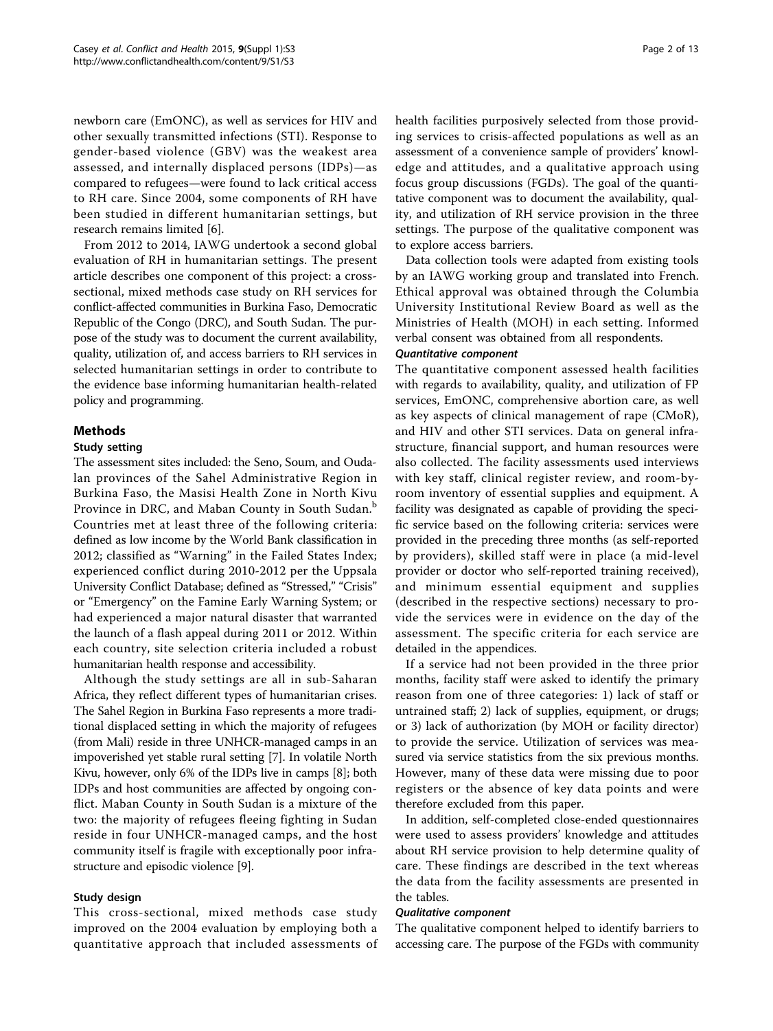newborn care (EmONC), as well as services for HIV and other sexually transmitted infections (STI). Response to gender-based violence (GBV) was the weakest area assessed, and internally displaced persons (IDPs)—as compared to refugees—were found to lack critical access to RH care. Since 2004, some components of RH have been studied in different humanitarian settings, but research remains limited [6].

From 2012 to 2014, IAWG undertook a second global evaluation of RH in humanitarian settings. The present article describes one component of this project: a cross-sectional, mixed methods case study on RH services for conflict-affected communities in Burkina Faso, Democratic Republic of the Congo (DRC), and South Sudan. The purpose of the study was to document the current availability, quality, utilization of, and access barriers to RH services in selected humanitarian settings in order to contribute to the evidence base informing humanitarian health-related policy and programming.

## Methods

### Study setting

The assessment sites included: the Seno, Soum, and Oudalan provinces of the Sahel Administrative Region in Burkina Faso, the Masisi Health Zone in North Kivu Province in DRC, and Maban County in South Sudan.[b] Countries met at least three of the following criteria: defined as low income by the World Bank classification in 2012; classified as "Warning" in the Failed States Index; experienced conflict during 2010-2012 per the Uppsala University Conflict Database; defined as "Stressed," "Crisis" or "Emergency" on the Famine Early Warning System; or had experienced a major natural disaster that warranted the launch of a flash appeal during 2011 or 2012. Within each country, site selection criteria included a robust humanitarian health response and accessibility.

Although the study settings are all in sub-Saharan Africa, they reflect different types of humanitarian crises. The Sahel Region in Burkina Faso represents a more traditional displaced setting in which the majority of refugees (from Mali) reside in three UNHCR-managed camps in an impoverished yet stable rural setting [7]. In volatile North Kivu, however, only 6% of the IDPs live in camps [8]; both IDPs and host communities are affected by ongoing conflict. Maban County in South Sudan is a mixture of the two: the majority of refugees fleeing fighting in Sudan reside in four UNHCR-managed camps, and the host community itself is fragile with exceptionally poor infrastructure and episodic violence [9].

### Study design

This cross-sectional, mixed methods case study improved on the 2004 evaluation by employing both a quantitative approach that included assessments of health facilities purposively selected from those providing services to crisis-affected populations as well as an assessment of a convenience sample of providers' knowledge and attitudes, and a qualitative approach using focus group discussions (FGDs). The goal of the quantitative component was to document the availability, quality, and utilization of RH service provision in the three settings. The purpose of the qualitative component was to explore access barriers.

Data collection tools were adapted from existing tools by an IAWG working group and translated into French. Ethical approval was obtained through the Columbia University Institutional Review Board as well as the Ministries of Health (MOH) in each setting. Informed verbal consent was obtained from all respondents.

#### *Quantitative component*

The quantitative component assessed health facilities with regards to availability, quality, and utilization of FP services, EmONC, comprehensive abortion care, as well as key aspects of clinical management of rape (CMoR), and HIV and other STI services. Data on general infrastructure, financial support, and human resources were also collected. The facility assessments used interviews with key staff, clinical register review, and room-by-room inventory of essential supplies and equipment. A facility was designated as capable of providing the specific service based on the following criteria: services were provided in the preceding three months (as self-reported by providers), skilled staff were in place (a mid-level provider or doctor who self-reported training received), and minimum essential equipment and supplies (described in the respective sections) necessary to provide the services were in evidence on the day of the assessment. The specific criteria for each service are detailed in the appendices.

If a service had not been provided in the three prior months, facility staff were asked to identify the primary reason from one of three categories: 1) lack of staff or untrained staff; 2) lack of supplies, equipment, or drugs; or 3) lack of authorization (by MOH or facility director) to provide the service. Utilization of services was measured via service statistics from the six previous months. However, many of these data were missing due to poor registers or the absence of key data points and were therefore excluded from this paper.

In addition, self-completed close-ended questionnaires were used to assess providers' knowledge and attitudes about RH service provision to help determine quality of care. These findings are described in the text whereas the data from the facility assessments are presented in the tables.

#### *Qualitative component*

The qualitative component helped to identify barriers to accessing care. The purpose of the FGDs with community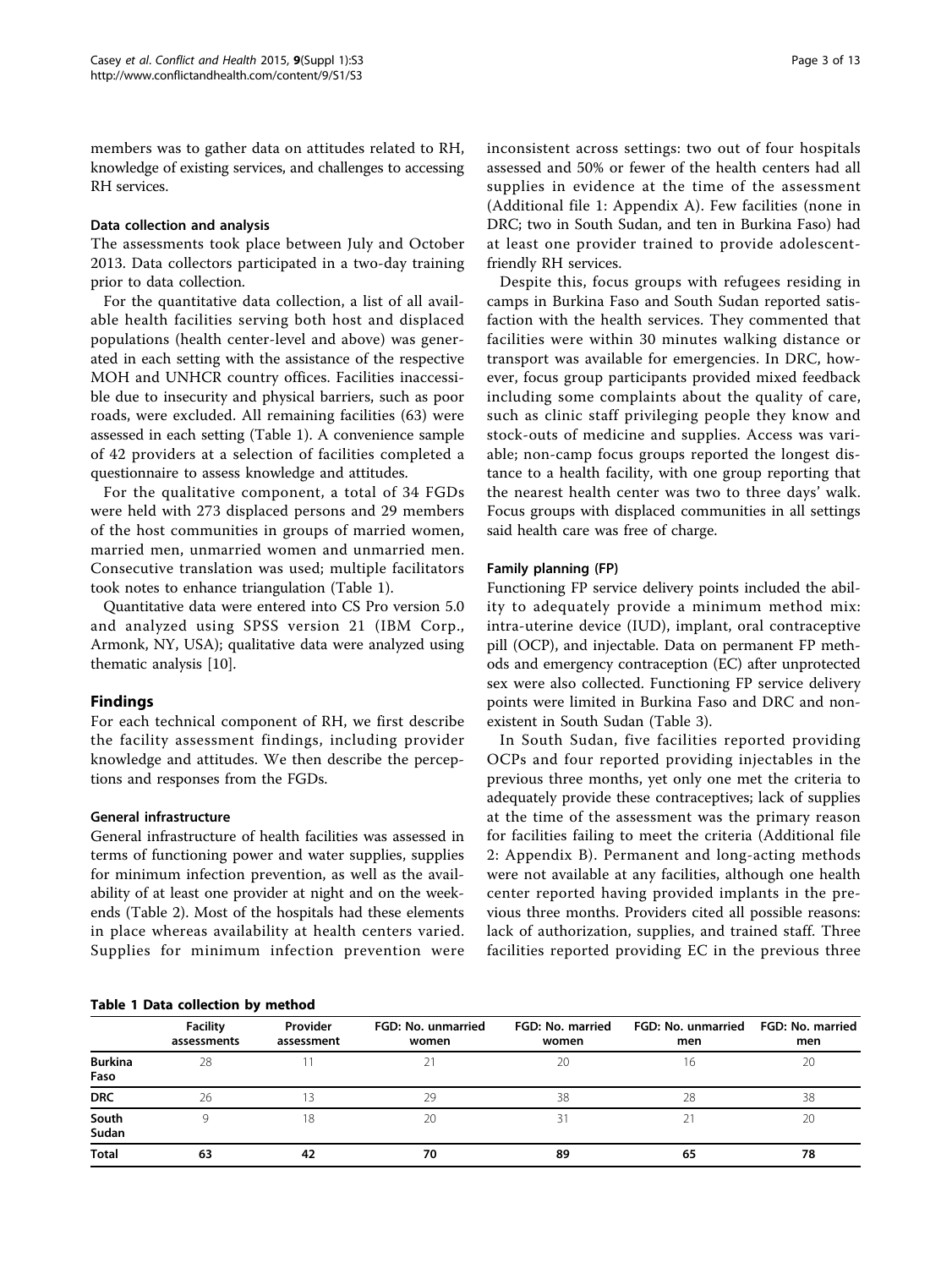members was to gather data on attitudes related to RH, knowledge of existing services, and challenges to accessing RH services.

### Data collection and analysis

The assessments took place between July and October 2013. Data collectors participated in a two-day training prior to data collection.

For the quantitative data collection, a list of all available health facilities serving both host and displaced populations (health center-level and above) was generated in each setting with the assistance of the respective MOH and UNHCR country offices. Facilities inaccessible due to insecurity and physical barriers, such as poor roads, were excluded. All remaining facilities (63) were assessed in each setting (Table 1). A convenience sample of 42 providers at a selection of facilities completed a questionnaire to assess knowledge and attitudes.

For the qualitative component, a total of 34 FGDs were held with 273 displaced persons and 29 members of the host communities in groups of married women, married men, unmarried women and unmarried men. Consecutive translation was used; multiple facilitators took notes to enhance triangulation (Table 1).

Quantitative data were entered into CS Pro version 5.0 and analyzed using SPSS version 21 (IBM Corp., Armonk, NY, USA); qualitative data were analyzed using thematic analysis [10].

## Findings

For each technical component of RH, we first describe the facility assessment findings, including provider knowledge and attitudes. We then describe the perceptions and responses from the FGDs.

### General infrastructure

General infrastructure of health facilities was assessed in terms of functioning power and water supplies, supplies for minimum infection prevention, as well as the availability of at least one provider at night and on the weekends (Table 2). Most of the hospitals had these elements in place whereas availability at health centers varied. Supplies for minimum infection prevention were inconsistent across settings: two out of four hospitals assessed and 50% or fewer of the health centers had all supplies in evidence at the time of the assessment (Additional file 1: Appendix A). Few facilities (none in DRC; two in South Sudan, and ten in Burkina Faso) had at least one provider trained to provide adolescent-friendly RH services.

Despite this, focus groups with refugees residing in camps in Burkina Faso and South Sudan reported satisfaction with the health services. They commented that facilities were within 30 minutes walking distance or transport was available for emergencies. In DRC, however, focus group participants provided mixed feedback including some complaints about the quality of care, such as clinic staff privileging people they know and stock-outs of medicine and supplies. Access was variable; non-camp focus groups reported the longest distance to a health facility, with one group reporting that the nearest health center was two to three days' walk. Focus groups with displaced communities in all settings said health care was free of charge.

### Family planning (FP)

Functioning FP service delivery points included the ability to adequately provide a minimum method mix: intra-uterine device (IUD), implant, oral contraceptive pill (OCP), and injectable. Data on permanent FP methods and emergency contraception (EC) after unprotected sex were also collected. Functioning FP service delivery points were limited in Burkina Faso and DRC and non-existent in South Sudan (Table 3).

In South Sudan, five facilities reported providing OCPs and four reported providing injectables in the previous three months, yet only one met the criteria to adequately provide these contraceptives; lack of supplies at the time of the assessment was the primary reason for facilities failing to meet the criteria (Additional file 2: Appendix B). Permanent and long-acting methods were not available at any facilities, although one health center reported having provided implants in the previous three months. Providers cited all possible reasons: lack of authorization, supplies, and trained staff. Three facilities reported providing EC in the previous three

**Table 1 Data collection by method**

| | Facility assessments | Provider assessment | FGD: No. unmarried women | FGD: No. married women | FGD: No. unmarried men | FGD: No. married men |
|---|---|---|---|---|---|---|
| **Burkina Faso** | 28 | 11 | 21 | 20 | 16 | 20 |
| **DRC** | 26 | 13 | 29 | 38 | 28 | 38 |
| **South Sudan** | 9 | 18 | 20 | 31 | 21 | 20 |
| **Total** | **63** | **42** | **70** | **89** | **65** | **78** |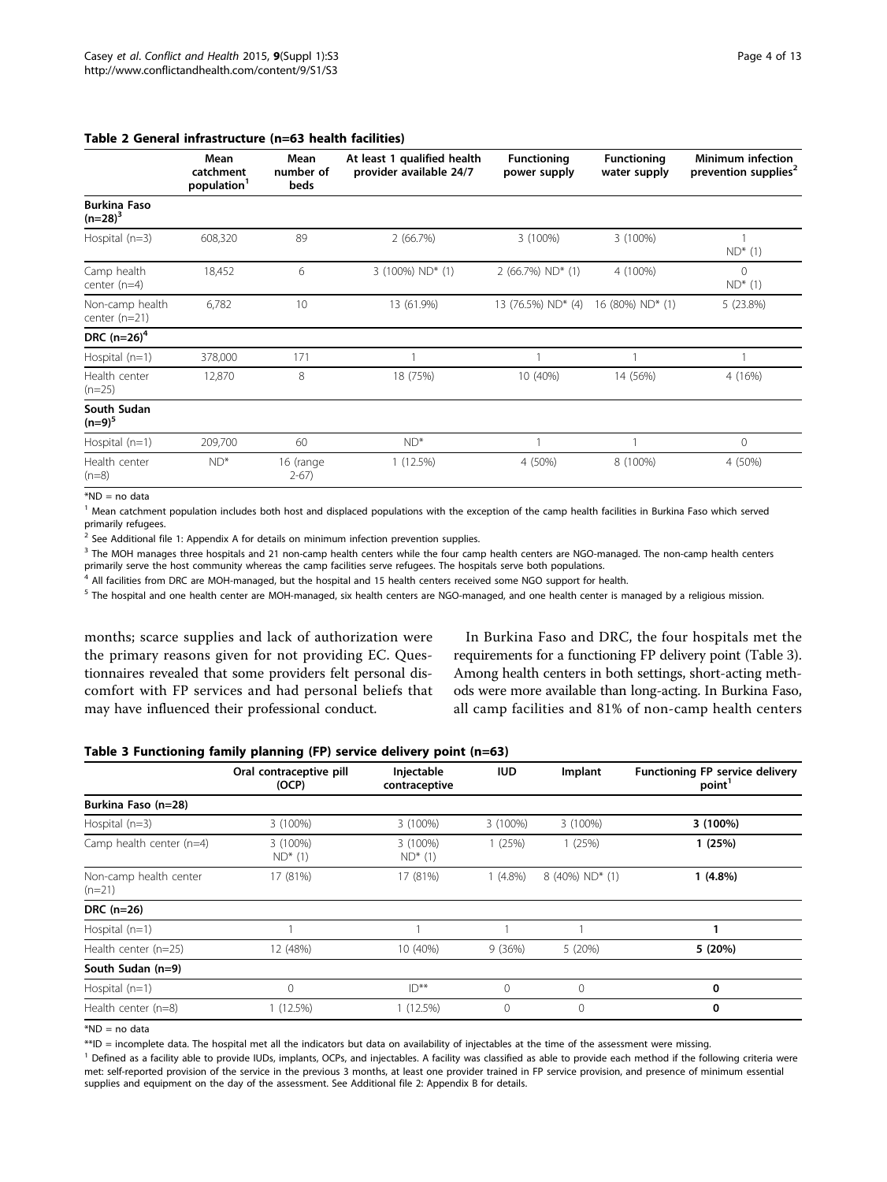**Table 2 General infrastructure (n=63 health facilities)**

| | Mean catchment population[1] | Mean number of beds | At least 1 qualified health provider available 24/7 | Functioning power supply | Functioning water supply | Minimum infection prevention supplies[2] |
|---|---|---|---|---|---|---|
| **Burkina Faso (n=28)**[3] | | | | | | |
| Hospital (n=3) | 608,320 | 89 | 2 (66.7%) | 3 (100%) | 3 (100%) | 1 ND* (1) |
| Camp health center (n=4) | 18,452 | 6 | 3 (100%) ND* (1) | 2 (66.7%) ND* (1) | 4 (100%) | 0 ND* (1) |
| Non-camp health center (n=21) | 6,782 | 10 | 13 (61.9%) | 13 (76.5%) ND* (4) | 16 (80%) ND* (1) | 5 (23.8%) |
| **DRC (n=26)**[4] | | | | | | |
| Hospital (n=1) | 378,000 | 171 | 1 | 1 | 1 | 1 |
| Health center (n=25) | 12,870 | 8 | 18 (75%) | 10 (40%) | 14 (56%) | 4 (16%) |
| **South Sudan (n=9)**[5] | | | | | | |
| Hospital (n=1) | 209,700 | 60 | ND* | 1 | 1 | 0 |
| Health center (n=8) | ND* | 16 (range 2-67) | 1 (12.5%) | 4 (50%) | 8 (100%) | 4 (50%) |

*ND = no data

[1] Mean catchment population includes both host and displaced populations with the exception of the camp health facilities in Burkina Faso which served primarily refugees.

[2] See Additional file 1: Appendix A for details on minimum infection prevention supplies.

[3] The MOH manages three hospitals and 21 non-camp health centers while the four camp health centers are NGO-managed. The non-camp health centers primarily serve the host community whereas the camp facilities serve refugees. The hospitals serve both populations.

[4] All facilities from DRC are MOH-managed, but the hospital and 15 health centers received some NGO support for health.

[5] The hospital and one health center are MOH-managed, six health centers are NGO-managed, and one health center is managed by a religious mission.

months; scarce supplies and lack of authorization were the primary reasons given for not providing EC. Questionnaires revealed that some providers felt personal discomfort with FP services and had personal beliefs that may have influenced their professional conduct.

In Burkina Faso and DRC, the four hospitals met the requirements for a functioning FP delivery point (Table 3). Among health centers in both settings, short-acting methods were more available than long-acting. In Burkina Faso, all camp facilities and 81% of non-camp health centers

**Table 3 Functioning family planning (FP) service delivery point (n=63)**

| | Oral contraceptive pill (OCP) | Injectable contraceptive | IUD | Implant | Functioning FP service delivery point[1] |
|---|---|---|---|---|---|
| **Burkina Faso (n=28)** | | | | | |
| Hospital (n=3) | 3 (100%) | 3 (100%) | 3 (100%) | 3 (100%) | **3 (100%)** |
| Camp health center (n=4) | 3 (100%) ND* (1) | 3 (100%) ND* (1) | 1 (25%) | 1 (25%) | **1 (25%)** |
| Non-camp health center (n=21) | 17 (81%) | 17 (81%) | 1 (4.8%) | 8 (40%) ND* (1) | **1 (4.8%)** |
| **DRC (n=26)** | | | | | |
| Hospital (n=1) | 1 | 1 | 1 | 1 | **1** |
| Health center (n=25) | 12 (48%) | 10 (40%) | 9 (36%) | 5 (20%) | **5 (20%)** |
| **South Sudan (n=9)** | | | | | |
| Hospital (n=1) | 0 | ID** | 0 | 0 | **0** |
| Health center (n=8) | 1 (12.5%) | 1 (12.5%) | 0 | 0 | **0** |

*ND = no data

**ID = incomplete data. The hospital met all the indicators but data on availability of injectables at the time of the assessment were missing.

[1] Defined as a facility able to provide IUDs, implants, OCPs, and injectables. A facility was classified as able to provide each method if the following criteria were met: self-reported provision of the service in the previous 3 months, at least one provider trained in FP service provision, and presence of minimum essential supplies and equipment on the day of the assessment. See Additional file 2: Appendix B for details.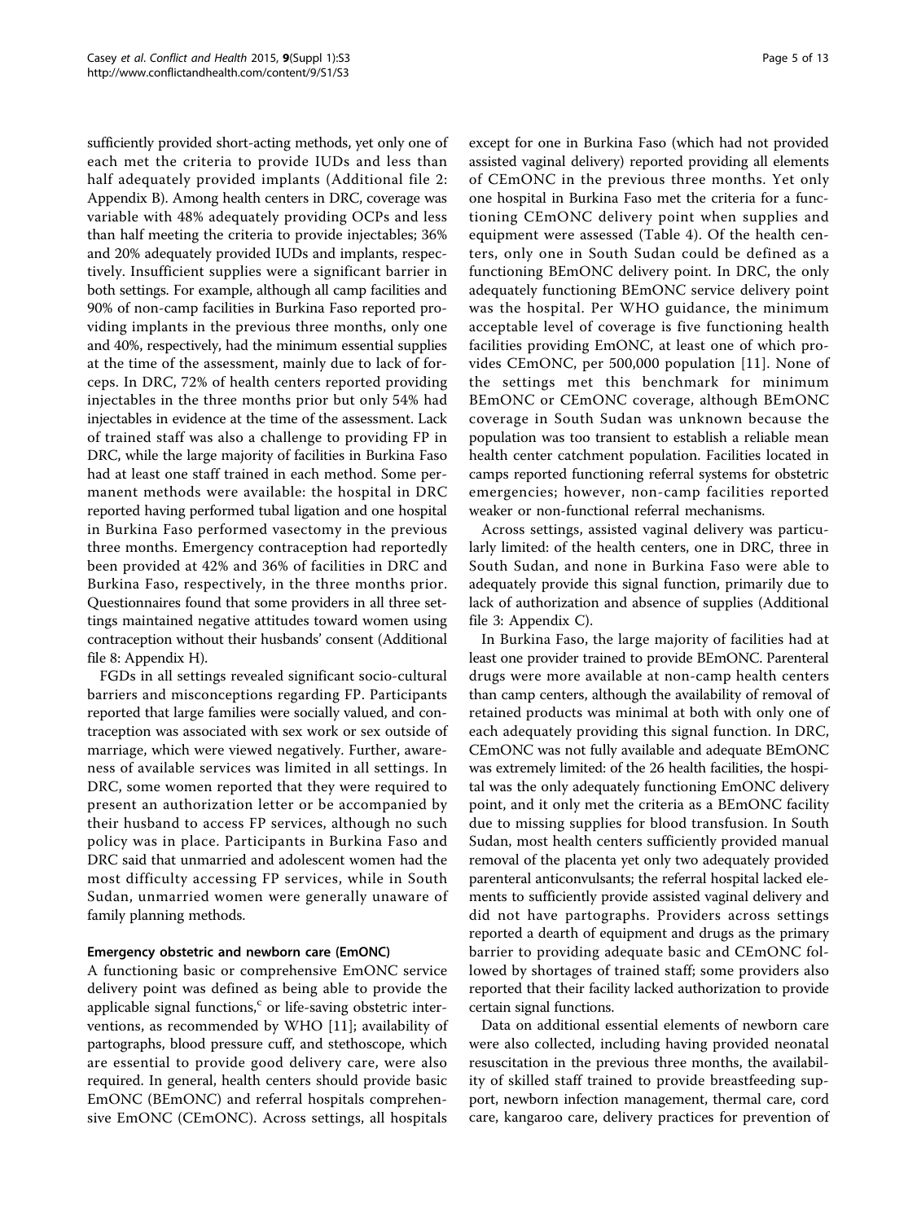sufficiently provided short-acting methods, yet only one of each met the criteria to provide IUDs and less than half adequately provided implants (Additional file 2: Appendix B). Among health centers in DRC, coverage was variable with 48% adequately providing OCPs and less than half meeting the criteria to provide injectables; 36% and 20% adequately provided IUDs and implants, respectively. Insufficient supplies were a significant barrier in both settings. For example, although all camp facilities and 90% of non-camp facilities in Burkina Faso reported providing implants in the previous three months, only one and 40%, respectively, had the minimum essential supplies at the time of the assessment, mainly due to lack of forceps. In DRC, 72% of health centers reported providing injectables in the three months prior but only 54% had injectables in evidence at the time of the assessment. Lack of trained staff was also a challenge to providing FP in DRC, while the large majority of facilities in Burkina Faso had at least one staff trained in each method. Some permanent methods were available: the hospital in DRC reported having performed tubal ligation and one hospital in Burkina Faso performed vasectomy in the previous three months. Emergency contraception had reportedly been provided at 42% and 36% of facilities in DRC and Burkina Faso, respectively, in the three months prior. Questionnaires found that some providers in all three settings maintained negative attitudes toward women using contraception without their husbands' consent (Additional file 8: Appendix H).

FGDs in all settings revealed significant socio-cultural barriers and misconceptions regarding FP. Participants reported that large families were socially valued, and contraception was associated with sex work or sex outside of marriage, which were viewed negatively. Further, awareness of available services was limited in all settings. In DRC, some women reported that they were required to present an authorization letter or be accompanied by their husband to access FP services, although no such policy was in place. Participants in Burkina Faso and DRC said that unmarried and adolescent women had the most difficulty accessing FP services, while in South Sudan, unmarried women were generally unaware of family planning methods.

### Emergency obstetric and newborn care (EmONC)

A functioning basic or comprehensive EmONC service delivery point was defined as being able to provide the applicable signal functions,[c] or life-saving obstetric interventions, as recommended by WHO [11]; availability of partographs, blood pressure cuff, and stethoscope, which are essential to provide good delivery care, were also required. In general, health centers should provide basic EmONC (BEmONC) and referral hospitals comprehensive EmONC (CEmONC). Across settings, all hospitals except for one in Burkina Faso (which had not provided assisted vaginal delivery) reported providing all elements of CEmONC in the previous three months. Yet only one hospital in Burkina Faso met the criteria for a functioning CEmONC delivery point when supplies and equipment were assessed (Table 4). Of the health centers, only one in South Sudan could be defined as a functioning BEmONC delivery point. In DRC, the only adequately functioning BEmONC service delivery point was the hospital. Per WHO guidance, the minimum acceptable level of coverage is five functioning health facilities providing EmONC, at least one of which provides CEmONC, per 500,000 population [11]. None of the settings met this benchmark for minimum BEmONC or CEmONC coverage, although BEmONC coverage in South Sudan was unknown because the population was too transient to establish a reliable mean health center catchment population. Facilities located in camps reported functioning referral systems for obstetric emergencies; however, non-camp facilities reported weaker or non-functional referral mechanisms.

Across settings, assisted vaginal delivery was particularly limited: of the health centers, one in DRC, three in South Sudan, and none in Burkina Faso were able to adequately provide this signal function, primarily due to lack of authorization and absence of supplies (Additional file 3: Appendix C).

In Burkina Faso, the large majority of facilities had at least one provider trained to provide BEmONC. Parenteral drugs were more available at non-camp health centers than camp centers, although the availability of removal of retained products was minimal at both with only one of each adequately providing this signal function. In DRC, CEmONC was not fully available and adequate BEmONC was extremely limited: of the 26 health facilities, the hospital was the only adequately functioning EmONC delivery point, and it only met the criteria as a BEmONC facility due to missing supplies for blood transfusion. In South Sudan, most health centers sufficiently provided manual removal of the placenta yet only two adequately provided parenteral anticonvulsants; the referral hospital lacked elements to sufficiently provide assisted vaginal delivery and did not have partographs. Providers across settings reported a dearth of equipment and drugs as the primary barrier to providing adequate basic and CEmONC followed by shortages of trained staff; some providers also reported that their facility lacked authorization to provide certain signal functions.

Data on additional essential elements of newborn care were also collected, including having provided neonatal resuscitation in the previous three months, the availability of skilled staff trained to provide breastfeeding support, newborn infection management, thermal care, cord care, kangaroo care, delivery practices for prevention of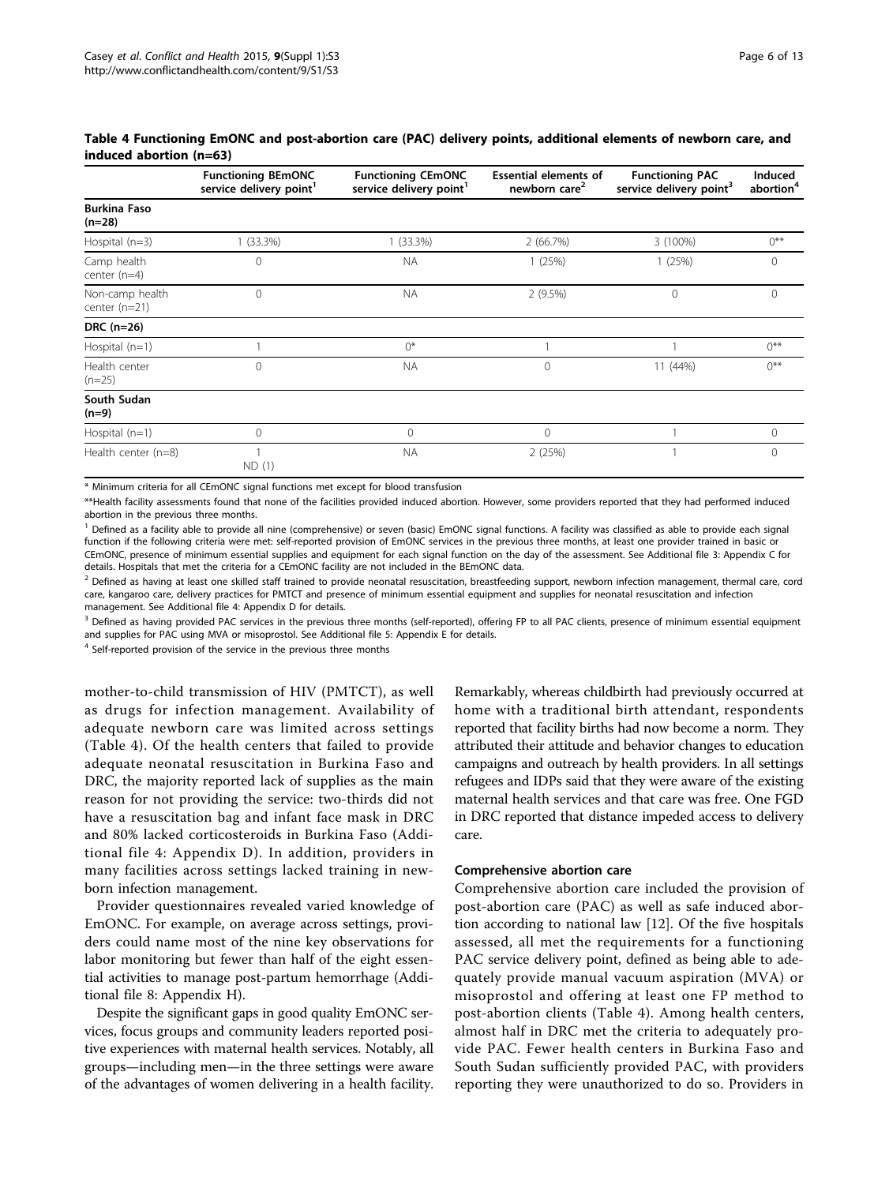**Table 4 Functioning EmONC and post-abortion care (PAC) delivery points, additional elements of newborn care, and induced abortion (n=63)**

| | Functioning BEmONC service delivery point[1] | Functioning CEmONC service delivery point[1] | Essential elements of newborn care[2] | Functioning PAC service delivery point[3] | Induced abortion[4] |
|---|---|---|---|---|---|
| **Burkina Faso (n=28)** | | | | | |
| Hospital (n=3) | 1 (33.3%) | 1 (33.3%) | 2 (66.7%) | 3 (100%) | 0** |
| Camp health center (n=4) | 0 | NA | 1 (25%) | 1 (25%) | 0 |
| Non-camp health center (n=21) | 0 | NA | 2 (9.5%) | 0 | 0 |
| **DRC (n=26)** | | | | | |
| Hospital (n=1) | 1 | 0* | 1 | 1 | 0** |
| Health center (n=25) | 0 | NA | 0 | 11 (44%) | 0** |
| **South Sudan (n=9)** | | | | | |
| Hospital (n=1) | 0 | 0 | 0 | 1 | 0 |
| Health center (n=8) | 1 ND (1) | NA | 2 (25%) | 1 | 0 |

\* Minimum criteria for all CEmONC signal functions met except for blood transfusion

\*\*Health facility assessments found that none of the facilities provided induced abortion. However, some providers reported that they had performed induced abortion in the previous three months.

[1] Defined as a facility able to provide all nine (comprehensive) or seven (basic) EmONC signal functions. A facility was classified as able to provide each signal function if the following criteria were met: self-reported provision of EmONC services in the previous three months, at least one provider trained in basic or CEmONC, presence of minimum essential supplies and equipment for each signal function on the day of the assessment. See Additional file 3: Appendix C for details. Hospitals that met the criteria for a CEmONC facility are not included in the BEmONC data.

[2] Defined as having at least one skilled staff trained to provide neonatal resuscitation, breastfeeding support, newborn infection management, thermal care, cord care, kangaroo care, delivery practices for PMTCT and presence of minimum essential equipment and supplies for neonatal resuscitation and infection management. See Additional file 4: Appendix D for details.

[3] Defined as having provided PAC services in the previous three months (self-reported), offering FP to all PAC clients, presence of minimum essential equipment and supplies for PAC using MVA or misoprostol. See Additional file 5: Appendix E for details.

[4] Self-reported provision of the service in the previous three months

mother-to-child transmission of HIV (PMTCT), as well as drugs for infection management. Availability of adequate newborn care was limited across settings (Table 4). Of the health centers that failed to provide adequate neonatal resuscitation in Burkina Faso and DRC, the majority reported lack of supplies as the main reason for not providing the service: two-thirds did not have a resuscitation bag and infant face mask in DRC and 80% lacked corticosteroids in Burkina Faso (Additional file 4: Appendix D). In addition, providers in many facilities across settings lacked training in newborn infection management.

Provider questionnaires revealed varied knowledge of EmONC. For example, on average across settings, providers could name most of the nine key observations for labor monitoring but fewer than half of the eight essential activities to manage post-partum hemorrhage (Additional file 8: Appendix H).

Despite the significant gaps in good quality EmONC services, focus groups and community leaders reported positive experiences with maternal health services. Notably, all groups—including men—in the three settings were aware of the advantages of women delivering in a health facility. Remarkably, whereas childbirth had previously occurred at home with a traditional birth attendant, respondents reported that facility births had now become a norm. They attributed their attitude and behavior changes to education campaigns and outreach by health providers. In all settings refugees and IDPs said that they were aware of the existing maternal health services and that care was free. One FGD in DRC reported that distance impeded access to delivery care.

### Comprehensive abortion care

Comprehensive abortion care included the provision of post-abortion care (PAC) as well as safe induced abortion according to national law [12]. Of the five hospitals assessed, all met the requirements for a functioning PAC service delivery point, defined as being able to adequately provide manual vacuum aspiration (MVA) or misoprostol and offering at least one FP method to post-abortion clients (Table 4). Among health centers, almost half in DRC met the criteria to adequately provide PAC. Fewer health centers in Burkina Faso and South Sudan sufficiently provided PAC, with providers reporting they were unauthorized to do so. Providers in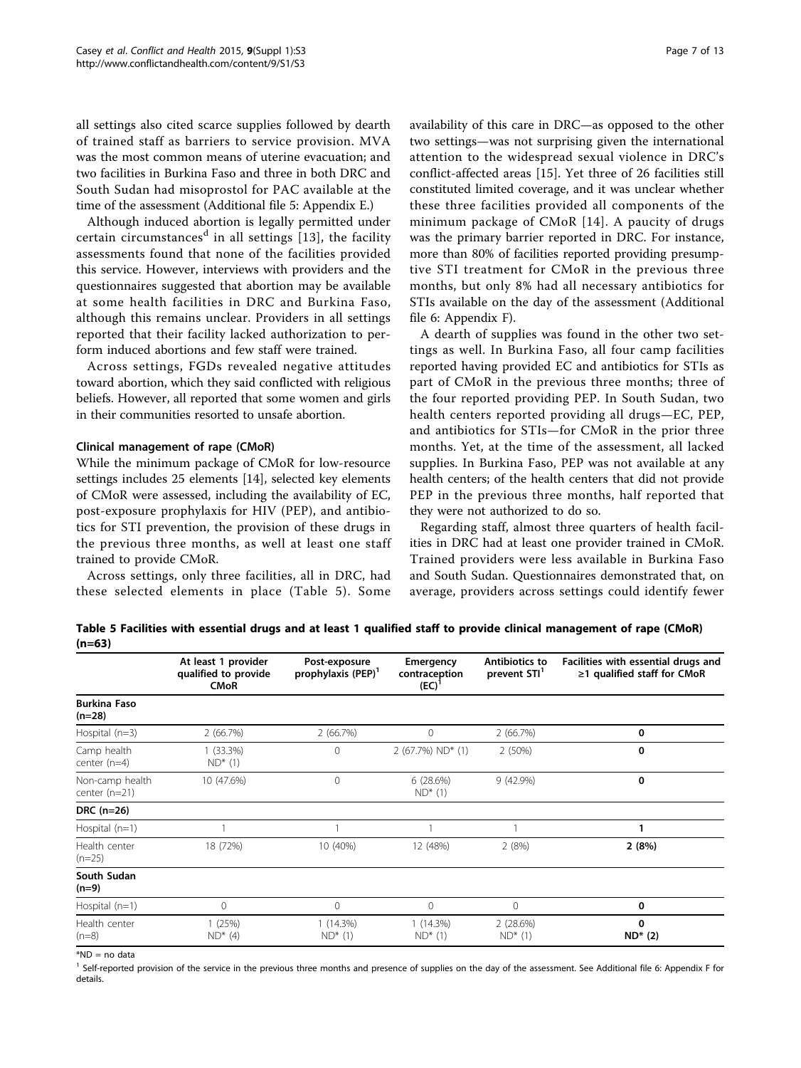all settings also cited scarce supplies followed by dearth of trained staff as barriers to service provision. MVA was the most common means of uterine evacuation; and two facilities in Burkina Faso and three in both DRC and South Sudan had misoprostol for PAC available at the time of the assessment (Additional file 5: Appendix E.)

Although induced abortion is legally permitted under certain circumstances[d] in all settings [13], the facility assessments found that none of the facilities provided this service. However, interviews with providers and the questionnaires suggested that abortion may be available at some health facilities in DRC and Burkina Faso, although this remains unclear. Providers in all settings reported that their facility lacked authorization to perform induced abortions and few staff were trained.

Across settings, FGDs revealed negative attitudes toward abortion, which they said conflicted with religious beliefs. However, all reported that some women and girls in their communities resorted to unsafe abortion.

#### Clinical management of rape (CMoR)

While the minimum package of CMoR for low-resource settings includes 25 elements [14], selected key elements of CMoR were assessed, including the availability of EC, post-exposure prophylaxis for HIV (PEP), and antibiotics for STI prevention, the provision of these drugs in the previous three months, as well at least one staff trained to provide CMoR.

Across settings, only three facilities, all in DRC, had these selected elements in place (Table 5). Some availability of this care in DRC—as opposed to the other two settings—was not surprising given the international attention to the widespread sexual violence in DRC's conflict-affected areas [15]. Yet three of 26 facilities still constituted limited coverage, and it was unclear whether these three facilities provided all components of the minimum package of CMoR [14]. A paucity of drugs was the primary barrier reported in DRC. For instance, more than 80% of facilities reported providing presumptive STI treatment for CMoR in the previous three months, but only 8% had all necessary antibiotics for STIs available on the day of the assessment (Additional file 6: Appendix F).

A dearth of supplies was found in the other two settings as well. In Burkina Faso, all four camp facilities reported having provided EC and antibiotics for STIs as part of CMoR in the previous three months; three of the four reported providing PEP. In South Sudan, two health centers reported providing all drugs—EC, PEP, and antibiotics for STIs—for CMoR in the prior three months. Yet, at the time of the assessment, all lacked supplies. In Burkina Faso, PEP was not available at any health centers; of the health centers that did not provide PEP in the previous three months, half reported that they were not authorized to do so.

Regarding staff, almost three quarters of health facilities in DRC had at least one provider trained in CMoR. Trained providers were less available in Burkina Faso and South Sudan. Questionnaires demonstrated that, on average, providers across settings could identify fewer

**Table 5 Facilities with essential drugs and at least 1 qualified staff to provide clinical management of rape (CMoR) (n=63)**

| | At least 1 provider qualified to provide CMoR | Post-exposure prophylaxis (PEP)[1] | Emergency contraception (EC)[1] | Antibiotics to prevent STI[1] | Facilities with essential drugs and ≥1 qualified staff for CMoR |
|---|---|---|---|---|---|
| **Burkina Faso (n=28)** | | | | | |
| Hospital (n=3) | 2 (66.7%) | 2 (66.7%) | 0 | 2 (66.7%) | **0** |
| Camp health center (n=4) | 1 (33.3%) ND* (1) | 0 | 2 (67.7%) ND* (1) | 2 (50%) | **0** |
| Non-camp health center (n=21) | 10 (47.6%) | 0 | 6 (28.6%) ND* (1) | 9 (42.9%) | **0** |
| **DRC (n=26)** | | | | | |
| Hospital (n=1) | 1 | 1 | 1 | 1 | **1** |
| Health center (n=25) | 18 (72%) | 10 (40%) | 12 (48%) | 2 (8%) | **2 (8%)** |
| **South Sudan (n=9)** | | | | | |
| Hospital (n=1) | 0 | 0 | 0 | 0 | **0** |
| Health center (n=8) | 1 (25%) ND* (4) | 1 (14.3%) ND* (1) | 1 (14.3%) ND* (1) | 2 (28.6%) ND* (1) | **0 ND* (2)** |

*ND = no data

[1] Self-reported provision of the service in the previous three months and presence of supplies on the day of the assessment. See Additional file 6: Appendix F for details.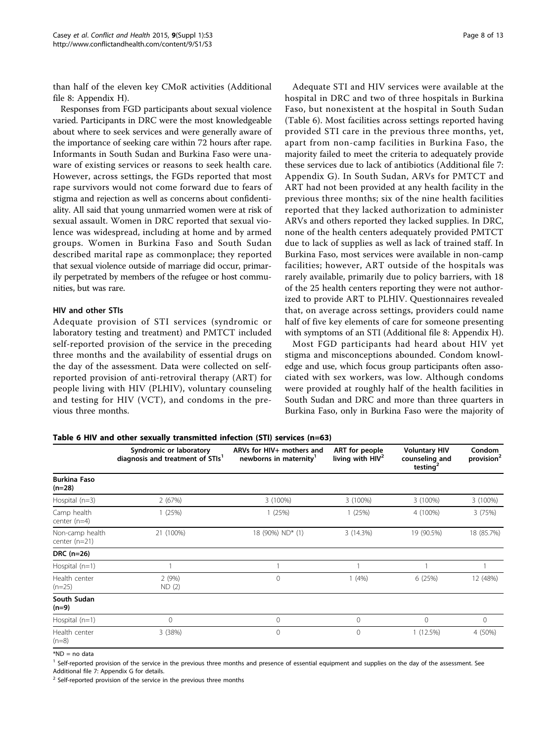than half of the eleven key CMoR activities (Additional file 8: Appendix H).

Responses from FGD participants about sexual violence varied. Participants in DRC were the most knowledgeable about where to seek services and were generally aware of the importance of seeking care within 72 hours after rape. Informants in South Sudan and Burkina Faso were unaware of existing services or reasons to seek health care. However, across settings, the FGDs reported that most rape survivors would not come forward due to fears of stigma and rejection as well as concerns about confidentiality. All said that young unmarried women were at risk of sexual assault. Women in DRC reported that sexual violence was widespread, including at home and by armed groups. Women in Burkina Faso and South Sudan described marital rape as commonplace; they reported that sexual violence outside of marriage did occur, primarily perpetrated by members of the refugee or host communities, but was rare.

### HIV and other STIs

Adequate provision of STI services (syndromic or laboratory testing and treatment) and PMTCT included self-reported provision of the service in the preceding three months and the availability of essential drugs on the day of the assessment. Data were collected on self-reported provision of anti-retroviral therapy (ART) for people living with HIV (PLHIV), voluntary counseling and testing for HIV (VCT), and condoms in the previous three months.

Adequate STI and HIV services were available at the hospital in DRC and two of three hospitals in Burkina Faso, but nonexistent at the hospital in South Sudan (Table 6). Most facilities across settings reported having provided STI care in the previous three months, yet, apart from non-camp facilities in Burkina Faso, the majority failed to meet the criteria to adequately provide these services due to lack of antibiotics (Additional file 7: Appendix G). In South Sudan, ARVs for PMTCT and ART had not been provided at any health facility in the previous three months; six of the nine health facilities reported that they lacked authorization to administer ARVs and others reported they lacked supplies. In DRC, none of the health centers adequately provided PMTCT due to lack of supplies as well as lack of trained staff. In Burkina Faso, most services were available in non-camp facilities; however, ART outside of the hospitals was rarely available, primarily due to policy barriers, with 18 of the 25 health centers reporting they were not authorized to provide ART to PLHIV. Questionnaires revealed that, on average across settings, providers could name half of five key elements of care for someone presenting with symptoms of an STI (Additional file 8: Appendix H).

Most FGD participants had heard about HIV yet stigma and misconceptions abounded. Condom knowledge and use, which focus group participants often associated with sex workers, was low. Although condoms were provided at roughly half of the health facilities in South Sudan and DRC and more than three quarters in Burkina Faso, only in Burkina Faso were the majority of

**Table 6 HIV and other sexually transmitted infection (STI) services (n=63)**

| | Syndromic or laboratory diagnosis and treatment of STIs[1] | ARVs for HIV+ mothers and newborns in maternity[1] | ART for people living with HIV[2] | Voluntary HIV counseling and testing[2] | Condom provision[2] |
|---|---|---|---|---|---|
| **Burkina Faso (n=28)** | | | | | |
| Hospital (n=3) | 2 (67%) | 3 (100%) | 3 (100%) | 3 (100%) | 3 (100%) |
| Camp health center (n=4) | 1 (25%) | 1 (25%) | 1 (25%) | 4 (100%) | 3 (75%) |
| Non-camp health center (n=21) | 21 (100%) | 18 (90%) ND* (1) | 3 (14.3%) | 19 (90.5%) | 18 (85.7%) |
| **DRC (n=26)** | | | | | |
| Hospital (n=1) | 1 | 1 | 1 | 1 | 1 |
| Health center (n=25) | 2 (9%) ND (2) | 0 | 1 (4%) | 6 (25%) | 12 (48%) |
| **South Sudan (n=9)** | | | | | |
| Hospital (n=1) | 0 | 0 | 0 | 0 | 0 |
| Health center (n=8) | 3 (38%) | 0 | 0 | 1 (12.5%) | 4 (50%) |

*ND = no data

[1] Self-reported provision of the service in the previous three months and presence of essential equipment and supplies on the day of the assessment. See Additional file 7: Appendix G for details.

[2] Self-reported provision of the service in the previous three months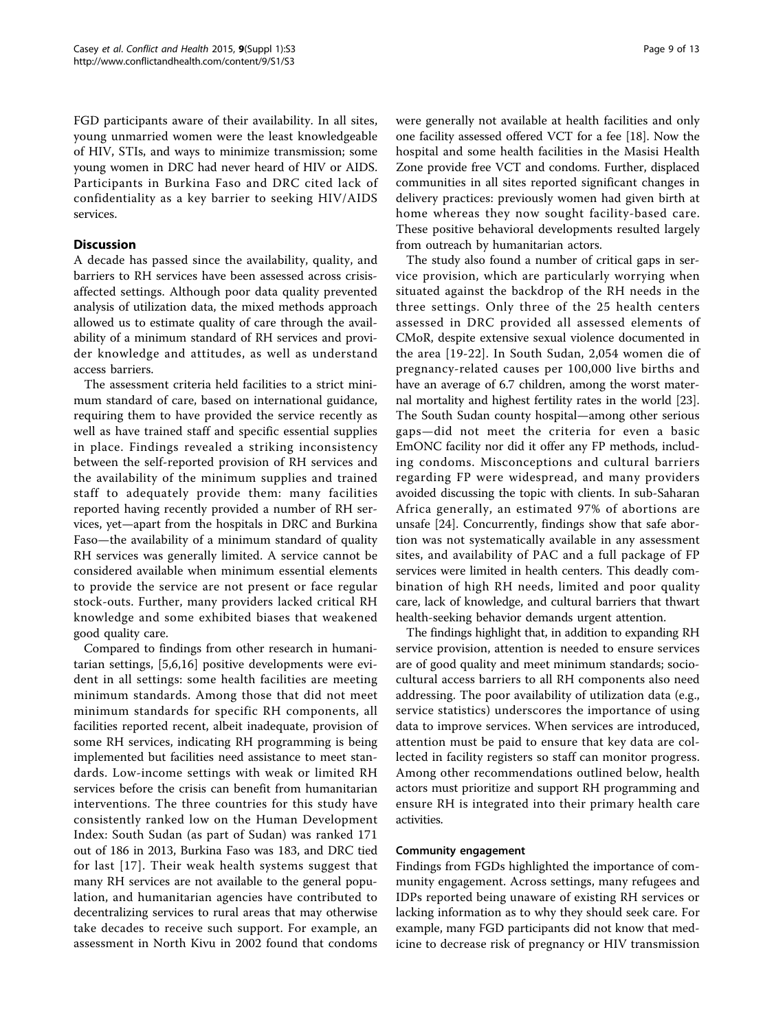FGD participants aware of their availability. In all sites, young unmarried women were the least knowledgeable of HIV, STIs, and ways to minimize transmission; some young women in DRC had never heard of HIV or AIDS. Participants in Burkina Faso and DRC cited lack of confidentiality as a key barrier to seeking HIV/AIDS services.

## Discussion

A decade has passed since the availability, quality, and barriers to RH services have been assessed across crisis-affected settings. Although poor data quality prevented analysis of utilization data, the mixed methods approach allowed us to estimate quality of care through the availability of a minimum standard of RH services and provider knowledge and attitudes, as well as understand access barriers.

The assessment criteria held facilities to a strict minimum standard of care, based on international guidance, requiring them to have provided the service recently as well as have trained staff and specific essential supplies in place. Findings revealed a striking inconsistency between the self-reported provision of RH services and the availability of the minimum supplies and trained staff to adequately provide them: many facilities reported having recently provided a number of RH services, yet—apart from the hospitals in DRC and Burkina Faso—the availability of a minimum standard of quality RH services was generally limited. A service cannot be considered available when minimum essential elements to provide the service are not present or face regular stock-outs. Further, many providers lacked critical RH knowledge and some exhibited biases that weakened good quality care.

Compared to findings from other research in humanitarian settings, [5,6,16] positive developments were evident in all settings: some health facilities are meeting minimum standards. Among those that did not meet minimum standards for specific RH components, all facilities reported recent, albeit inadequate, provision of some RH services, indicating RH programming is being implemented but facilities need assistance to meet standards. Low-income settings with weak or limited RH services before the crisis can benefit from humanitarian interventions. The three countries for this study have consistently ranked low on the Human Development Index: South Sudan (as part of Sudan) was ranked 171 out of 186 in 2013, Burkina Faso was 183, and DRC tied for last [17]. Their weak health systems suggest that many RH services are not available to the general population, and humanitarian agencies have contributed to decentralizing services to rural areas that may otherwise take decades to receive such support. For example, an assessment in North Kivu in 2002 found that condoms were generally not available at health facilities and only one facility assessed offered VCT for a fee [18]. Now the hospital and some health facilities in the Masisi Health Zone provide free VCT and condoms. Further, displaced communities in all sites reported significant changes in delivery practices: previously women had given birth at home whereas they now sought facility-based care. These positive behavioral developments resulted largely from outreach by humanitarian actors.

The study also found a number of critical gaps in service provision, which are particularly worrying when situated against the backdrop of the RH needs in the three settings. Only three of the 25 health centers assessed in DRC provided all assessed elements of CMoR, despite extensive sexual violence documented in the area [19-22]. In South Sudan, 2,054 women die of pregnancy-related causes per 100,000 live births and have an average of 6.7 children, among the worst maternal mortality and highest fertility rates in the world [23]. The South Sudan county hospital—among other serious gaps—did not meet the criteria for even a basic EmONC facility nor did it offer any FP methods, including condoms. Misconceptions and cultural barriers regarding FP were widespread, and many providers avoided discussing the topic with clients. In sub-Saharan Africa generally, an estimated 97% of abortions are unsafe [24]. Concurrently, findings show that safe abortion was not systematically available in any assessment sites, and availability of PAC and a full package of FP services were limited in health centers. This deadly combination of high RH needs, limited and poor quality care, lack of knowledge, and cultural barriers that thwart health-seeking behavior demands urgent attention.

The findings highlight that, in addition to expanding RH service provision, attention is needed to ensure services are of good quality and meet minimum standards; socio-cultural access barriers to all RH components also need addressing. The poor availability of utilization data (e.g., service statistics) underscores the importance of using data to improve services. When services are introduced, attention must be paid to ensure that key data are collected in facility registers so staff can monitor progress. Among other recommendations outlined below, health actors must prioritize and support RH programming and ensure RH is integrated into their primary health care activities.

### Community engagement

Findings from FGDs highlighted the importance of community engagement. Across settings, many refugees and IDPs reported being unaware of existing RH services or lacking information as to why they should seek care. For example, many FGD participants did not know that medicine to decrease risk of pregnancy or HIV transmission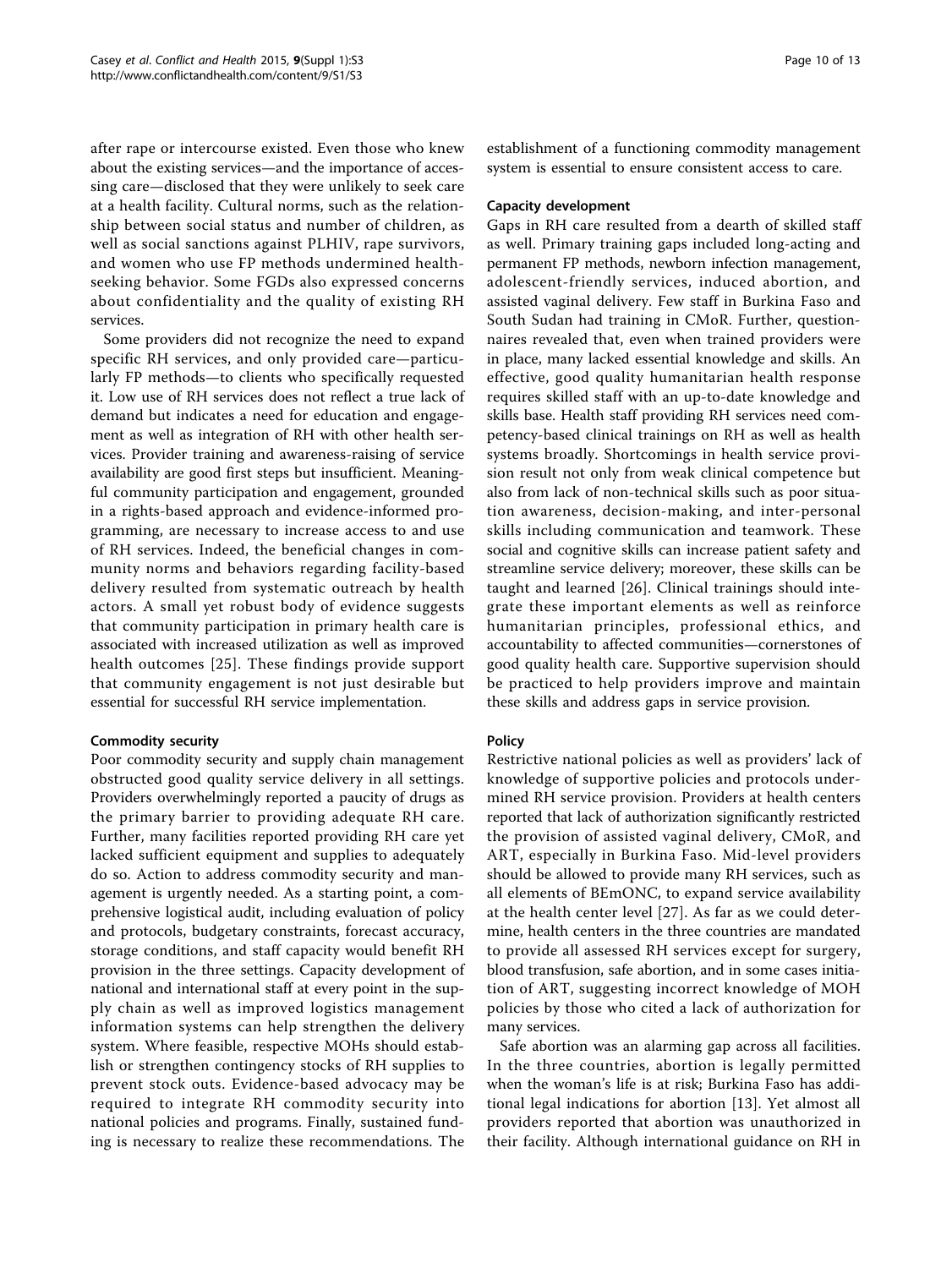after rape or intercourse existed. Even those who knew about the existing services—and the importance of accessing care—disclosed that they were unlikely to seek care at a health facility. Cultural norms, such as the relationship between social status and number of children, as well as social sanctions against PLHIV, rape survivors, and women who use FP methods undermined health-seeking behavior. Some FGDs also expressed concerns about confidentiality and the quality of existing RH services.

Some providers did not recognize the need to expand specific RH services, and only provided care—particularly FP methods—to clients who specifically requested it. Low use of RH services does not reflect a true lack of demand but indicates a need for education and engagement as well as integration of RH with other health services. Provider training and awareness-raising of service availability are good first steps but insufficient. Meaningful community participation and engagement, grounded in a rights-based approach and evidence-informed programming, are necessary to increase access to and use of RH services. Indeed, the beneficial changes in community norms and behaviors regarding facility-based delivery resulted from systematic outreach by health actors. A small yet robust body of evidence suggests that community participation in primary health care is associated with increased utilization as well as improved health outcomes [25]. These findings provide support that community engagement is not just desirable but essential for successful RH service implementation.

#### Commodity security

Poor commodity security and supply chain management obstructed good quality service delivery in all settings. Providers overwhelmingly reported a paucity of drugs as the primary barrier to providing adequate RH care. Further, many facilities reported providing RH care yet lacked sufficient equipment and supplies to adequately do so. Action to address commodity security and management is urgently needed. As a starting point, a comprehensive logistical audit, including evaluation of policy and protocols, budgetary constraints, forecast accuracy, storage conditions, and staff capacity would benefit RH provision in the three settings. Capacity development of national and international staff at every point in the supply chain as well as improved logistics management information systems can help strengthen the delivery system. Where feasible, respective MOHs should establish or strengthen contingency stocks of RH supplies to prevent stock outs. Evidence-based advocacy may be required to integrate RH commodity security into national policies and programs. Finally, sustained funding is necessary to realize these recommendations. The establishment of a functioning commodity management system is essential to ensure consistent access to care.

#### Capacity development

Gaps in RH care resulted from a dearth of skilled staff as well. Primary training gaps included long-acting and permanent FP methods, newborn infection management, adolescent-friendly services, induced abortion, and assisted vaginal delivery. Few staff in Burkina Faso and South Sudan had training in CMoR. Further, questionnaires revealed that, even when trained providers were in place, many lacked essential knowledge and skills. An effective, good quality humanitarian health response requires skilled staff with an up-to-date knowledge and skills base. Health staff providing RH services need competency-based clinical trainings on RH as well as health systems broadly. Shortcomings in health service provision result not only from weak clinical competence but also from lack of non-technical skills such as poor situation awareness, decision-making, and inter-personal skills including communication and teamwork. These social and cognitive skills can increase patient safety and streamline service delivery; moreover, these skills can be taught and learned [26]. Clinical trainings should integrate these important elements as well as reinforce humanitarian principles, professional ethics, and accountability to affected communities—cornerstones of good quality health care. Supportive supervision should be practiced to help providers improve and maintain these skills and address gaps in service provision.

#### Policy

Restrictive national policies as well as providers' lack of knowledge of supportive policies and protocols undermined RH service provision. Providers at health centers reported that lack of authorization significantly restricted the provision of assisted vaginal delivery, CMoR, and ART, especially in Burkina Faso. Mid-level providers should be allowed to provide many RH services, such as all elements of BEmONC, to expand service availability at the health center level [27]. As far as we could determine, health centers in the three countries are mandated to provide all assessed RH services except for surgery, blood transfusion, safe abortion, and in some cases initiation of ART, suggesting incorrect knowledge of MOH policies by those who cited a lack of authorization for many services.

Safe abortion was an alarming gap across all facilities. In the three countries, abortion is legally permitted when the woman's life is at risk; Burkina Faso has additional legal indications for abortion [13]. Yet almost all providers reported that abortion was unauthorized in their facility. Although international guidance on RH in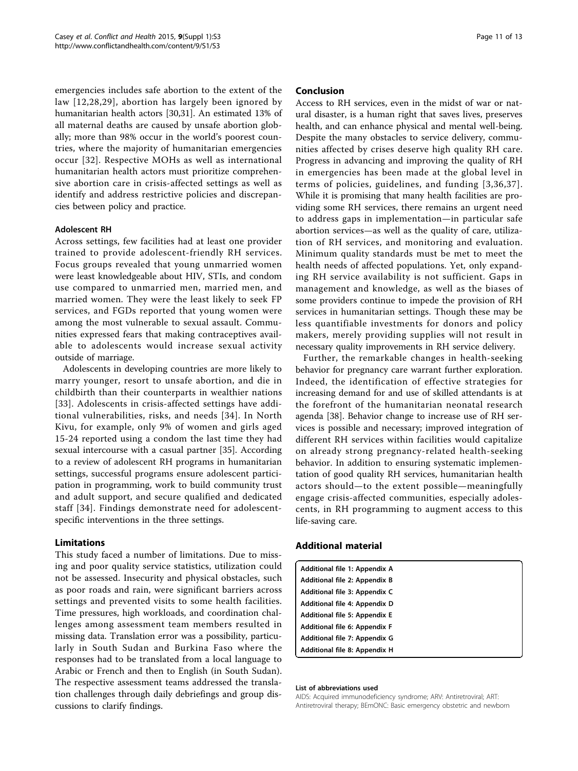emergencies includes safe abortion to the extent of the law [12,28,29], abortion has largely been ignored by humanitarian health actors [30,31]. An estimated 13% of all maternal deaths are caused by unsafe abortion globally; more than 98% occur in the world's poorest countries, where the majority of humanitarian emergencies occur [32]. Respective MOHs as well as international humanitarian health actors must prioritize comprehensive abortion care in crisis-affected settings as well as identify and address restrictive policies and discrepancies between policy and practice.

#### Adolescent RH

Across settings, few facilities had at least one provider trained to provide adolescent-friendly RH services. Focus groups revealed that young unmarried women were least knowledgeable about HIV, STIs, and condom use compared to unmarried men, married men, and married women. They were the least likely to seek FP services, and FGDs reported that young women were among the most vulnerable to sexual assault. Communities expressed fears that making contraceptives available to adolescents would increase sexual activity outside of marriage.

Adolescents in developing countries are more likely to marry younger, resort to unsafe abortion, and die in childbirth than their counterparts in wealthier nations [33]. Adolescents in crisis-affected settings have additional vulnerabilities, risks, and needs [34]. In North Kivu, for example, only 9% of women and girls aged 15-24 reported using a condom the last time they had sexual intercourse with a casual partner [35]. According to a review of adolescent RH programs in humanitarian settings, successful programs ensure adolescent participation in programming, work to build community trust and adult support, and secure qualified and dedicated staff [34]. Findings demonstrate need for adolescent-specific interventions in the three settings.

### Limitations

This study faced a number of limitations. Due to missing and poor quality service statistics, utilization could not be assessed. Insecurity and physical obstacles, such as poor roads and rain, were significant barriers across settings and prevented visits to some health facilities. Time pressures, high workloads, and coordination challenges among assessment team members resulted in missing data. Translation error was a possibility, particularly in South Sudan and Burkina Faso where the responses had to be translated from a local language to Arabic or French and then to English (in South Sudan). The respective assessment teams addressed the translation challenges through daily debriefings and group discussions to clarify findings.

### Conclusion

Access to RH services, even in the midst of war or natural disaster, is a human right that saves lives, preserves health, and can enhance physical and mental well-being. Despite the many obstacles to service delivery, communities affected by crises deserve high quality RH care. Progress in advancing and improving the quality of RH in emergencies has been made at the global level in terms of policies, guidelines, and funding [3,36,37]. While it is promising that many health facilities are providing some RH services, there remains an urgent need to address gaps in implementation—in particular safe abortion services—as well as the quality of care, utilization of RH services, and monitoring and evaluation. Minimum quality standards must be met to meet the health needs of affected populations. Yet, only expanding RH service availability is not sufficient. Gaps in management and knowledge, as well as the biases of some providers continue to impede the provision of RH services in humanitarian settings. Though these may be less quantifiable investments for donors and policy makers, merely providing supplies will not result in necessary quality improvements in RH service delivery.

Further, the remarkable changes in health-seeking behavior for pregnancy care warrant further exploration. Indeed, the identification of effective strategies for increasing demand for and use of skilled attendants is at the forefront of the humanitarian neonatal research agenda [38]. Behavior change to increase use of RH services is possible and necessary; improved integration of different RH services within facilities would capitalize on already strong pregnancy-related health-seeking behavior. In addition to ensuring systematic implementation of good quality RH services, humanitarian health actors should—to the extent possible—meaningfully engage crisis-affected communities, especially adolescents, in RH programming to augment access to this life-saving care.

### Additional material

**Additional file 1: Appendix A**
**Additional file 2: Appendix B**
**Additional file 3: Appendix C**
**Additional file 4: Appendix D**
**Additional file 5: Appendix E**
**Additional file 6: Appendix F**
**Additional file 7: Appendix G**
**Additional file 8: Appendix H**

#### List of abbreviations used

AIDS: Acquired immunodeficiency syndrome; ARV: Antiretroviral; ART: Antiretroviral therapy; BEmONC: Basic emergency obstetric and newborn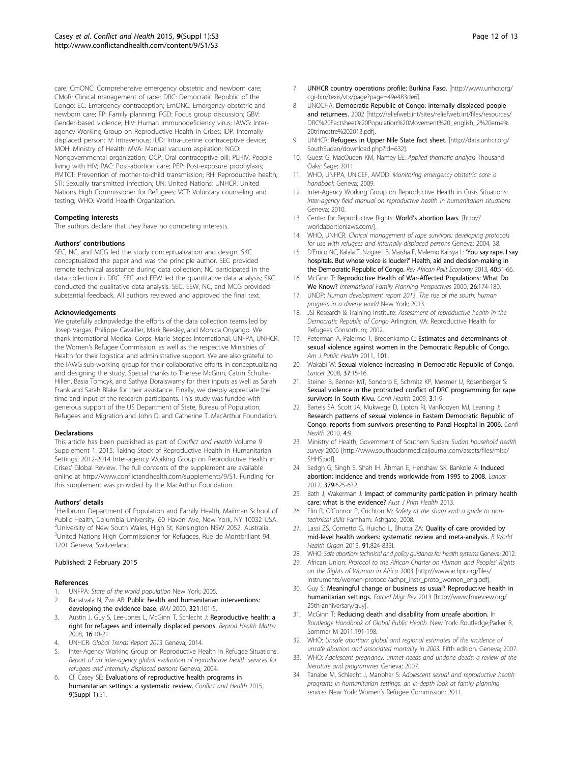care; CmONC: Comprehensive emergency obstetric and newborn care; CMoR: Clinical management of rape; DRC: Democratic Republic of the Congo; EC: Emergency contraception; EmONC: Emergency obstetric and newborn care; FP: Family planning; FGD: Focus group discussion; GBV: Gender-based violence; HIV: Human immunodeficiency virus; IAWG: Inter-agency Working Group on Reproductive Health in Crises; IDP: Internally displaced person; IV: Intravenous; IUD: Intra-uterine contraceptive device; MOH: Ministry of Health; MVA: Manual vacuum aspiration; NGO: Nongovernmental organization; OCP: Oral contraceptive pill; PLHIV: People living with HIV; PAC: Post-abortion care; PEP: Post-exposure prophylaxis; PMTCT: Prevention of mother-to-child transmission; RH: Reproductive health; STI: Sexually transmitted infection; UN: United Nations; UNHCR: United Nations High Commissioner for Refugees; VCT: Voluntary counseling and testing; WHO: World Health Organization.

### Competing interests

The authors declare that they have no competing interests.

### Authors' contributions

SEC, NC, and MCG led the study conceptualization and design. SKC conceptualized the paper and was the principle author. SEC provided remote technical assistance during data collection; NC participated in the data collection in DRC. SEC and EEW led the quantitative data analysis; SKC conducted the qualitative data analysis. SEC, EEW, NC, and MCG provided substantial feedback. All authors reviewed and approved the final text.

### Acknowledgements

We gratefully acknowledge the efforts of the data collection teams led by Josep Vargas, Philippe Cavailler, Mark Beesley, and Monica Onyango. We thank International Medical Corps, Marie Stopes International, UNFPA, UNHCR, the Women's Refugee Commission, as well as the respective Ministries of Health for their logistical and administrative support. We are also grateful to the IAWG sub-working group for their collaborative efforts in conceptualizing and designing the study. Special thanks to Therese McGinn, Catrin Schulte-Hillen, Basia Tomcyk, and Sathya Doraiswamy for their inputs as well as Sarah Frank and Sarah Blake for their assistance. Finally, we deeply appreciate the time and input of the research participants. This study was funded with generous support of the US Department of State, Bureau of Population, Refugees and Migration and John D. and Catherine T. MacArthur Foundation.

### Declarations

This article has been published as part of *Conflict and Health* Volume 9 Supplement 1, 2015: Taking Stock of Reproductive Health in Humanitarian Settings: 2012-2014 Inter-agency Working Group on Reproductive Health in Crises' Global Review. The full contents of the supplement are available online at http://www.conflictandhealth.com/supplements/9/S1. Funding for this supplement was provided by the MacArthur Foundation.

### Authors' details

[1]Heilbrunn Department of Population and Family Health, Mailman School of Public Health, Columbia University, 60 Haven Ave, New York, NY 10032 USA. [2]University of New South Wales, High St, Kensington NSW 2052, Australia. [3]United Nations High Commissioner for Refugees, Rue de Montbrillant 94, 1201 Geneva, Switzerland.

Published: 2 February 2015

### References

1. UNFPA: *State of the world population* New York; 2005.
2. Banatvala N, Zwi AB: **Public health and humanitarian interventions: developing the evidence base.** *BMJ* 2000, **321**:101-5.
3. Austin J, Guy S, Lee-Jones L, McGinn T, Schlecht J: **Reproductive health: a right for refugees and internally displaced persons.** *Reprod Health Matter* 2008, **16**:10-21.
4. UNHCR: *Global Trends Report 2013* Geneva; 2014.
5. Inter-Agency Working Group on Reproductive Health in Refugee Situations: *Report of an inter-agency global evaluation of reproductive health services for refugees and internally displaced persons* Geneva; 2004.
6. Cf, Casey SE: **Evaluations of reproductive health programs in humanitarian settings: a systematic review.** *Conflict and Health* 2015, **9(Suppl 1)**:S1.
7. UNHCR country operations profile: Burkina Faso. [http://www.unhcr.org/cgi-bin/texis/vtx/page?page=49e483de6].
8. UNOCHA: **Democratic Republic of Congo: internally displaced people and returnees.** 2002 [http://reliefweb.int/sites/reliefweb.int/files/resources/DRC%20Factsheet%20Population%20Movement%20_english_2%20eme%20trimestre%202013.pdf].
9. UNHCR: **Refugees in Upper Nile State fact sheet.** [http://data.unhcr.org/SouthSudan/download.php?id=632].
10. Guest G, MacQueen KM, Namey EE: *Applied thematic analysis* Thousand Oaks: Sage; 2011.
11. WHO, UNFPA, UNICEF, AMDD: *Monitoring emergency obstetric care: a handbook* Geneva; 2009.
12. Inter-Agency Working Group on Reproductive Health in Crisis Situations: *Inter-agency field manual on reproductive health in humanitarian situations* Geneva; 2010.
13. Center for Reproductive Rights: **World's abortion laws.** [http://worldabortionlaws.com/].
14. WHO, UNHCR: *Clinical management of rape survivors: developing protocols for use with refugees and internally displaced persons* Geneva; 2004, 38.
15. D'Errico NC, Kalala T, Nzigire LB, Maisha F, Malemo Kalisya L: **'You say rape, I say hospitals. But whose voice is louder?' Health, aid and decision-making in the Democratic Republic of Congo.** *Rev African Polit Economy* 2013, **40**:51-66.
16. McGinn T: **Reproductive Health of War-Affected Populations: What Do We Know?** *International Family Planning Perspectives* 2000, **26**:174-180.
17. UNDP: *Human development report 2013. The rise of the south: human progress in a diverse world* New York; 2013.
18. JSI Research & Training Institute: *Assessment of reproductive health in the Democratic Republic of Congo* Arlington, VA: Reproductive Health for Refugees Consortium; 2002.
19. Peterman A, Palermo T, Bredenkamp C: **Estimates and determinants of sexual violence against women in the Democratic Republic of Congo.** *Am J Public Health* 2011, **101.**
20. Wakabi W: **Sexual violence increasing in Democratic Republic of Congo.** *Lancet* 2008, **37**:15-16.
21. Steiner B, Benner MT, Sondorp E, Schmitz KP, Mesmer U, Rosenberger S: **Sexual violence in the protracted conflict of DRC programming for rape survivors in South Kivu.** *Confl Health* 2009, **3**:1-9.
22. Bartels SA, Scott JA, Mukwege D, Lipton RI, VanRooyen MJ, Leaning J: **Research patterns of sexual violence in Eastern Democratic Republic of Congo: reports from survivors presenting to Panzi Hospital in 2006.** *Confl Health* 2010, **4**:9.
23. Ministry of Health, Government of Southern Sudan: *Sudan household health survey* 2006 [http://www.southsudanmedicaljournal.com/assets/files/misc/SHHS.pdf].
24. Sedgh G, Singh S, Shah IH, Åhman E, Henshaw SK, Bankole A: **Induced abortion: incidence and trends worldwide from 1995 to 2008.** *Lancet* 2012, **379**:625-632.
25. Bath J, Wakerman J: **Impact of community participation in primary health care: what is the evidence?** *Aust J Prim Health* 2013.
26. Flin R, O'Connor P, Crichton M: *Safety at the sharp end: a guide to non-technical skills* Farnham: Ashgate; 2008.
27. Lassi ZS, Cometto G, Huicho L, Bhutta ZA: **Quality of care provided by mid-level health workers: systematic review and meta-analysis.** *B World Health Organ* 2013, **91**:824-833I.
28. WHO: *Safe abortion: technical and policy guidance for health systems* Geneva; 2012.
29. African Union: *Protocol to the African Charter on Human and Peoples' Rights on the Rights of Woman in Africa* 2003 [http://www.achpr.org/files/instruments/women-protocol/achpr_instr_proto_women_eng.pdf].
30. Guy S: **Meaningful change or business as usual? Reproductive health in humanitarian settings.** *Forced Migr Rev* 2013 [http://www.fmreview.org/25th-anniversary/guy].
31. McGinn T: **Reducing death and disability from unsafe abortion.** In *Routledge Handbook of Global Public Health.* New York: Routledge;Parker R, Sommer M 2011:191-198.
32. WHO: *Unsafe abortion: global and regional estimates of the incidence of unsafe abortion and associated mortality in 2003.* Fifth edition. Geneva; 2007.
33. WHO: *Adolescent pregnancy: unmet needs and undone deeds: a review of the literature and programmes* Geneva; 2007.
34. Tanabe M, Schlecht J, Manohar S: *Adolescent sexual and reproductive health programs in humanitarian settings: an in-depth look at family planning services* New York: Women's Refugee Commission; 2011.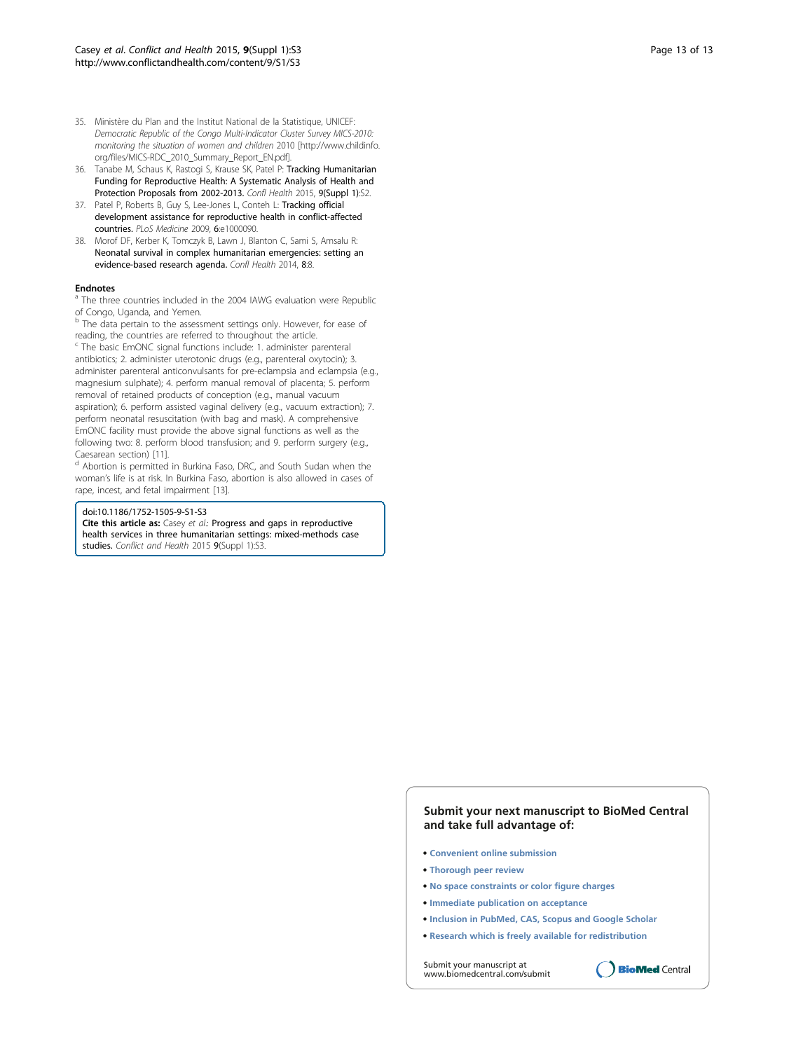35. Ministère du Plan and the Institut National de la Statistique, UNICEF: *Democratic Republic of the Congo Multi-Indicator Cluster Survey MICS-2010: monitoring the situation of women and children* 2010 [http://www.childinfo.org/files/MICS-RDC_2010_Summary_Report_EN.pdf].
36. Tanabe M, Schaus K, Rastogi S, Krause SK, Patel P: **Tracking Humanitarian Funding for Reproductive Health: A Systematic Analysis of Health and Protection Proposals from 2002-2013.** *Confl Health* 2015, **9(Suppl 1)**:S2.
37. Patel P, Roberts B, Guy S, Lee-Jones L, Conteh L: **Tracking official development assistance for reproductive health in conflict-affected countries.** *PLoS Medicine* 2009, **6**:e1000090.
38. Morof DF, Kerber K, Tomczyk B, Lawn J, Blanton C, Sami S, Amsalu R: **Neonatal survival in complex humanitarian emergencies: setting an evidence-based research agenda.** *Confl Health* 2014, **8**:8.

### Endnotes

[a] The three countries included in the 2004 IAWG evaluation were Republic of Congo, Uganda, and Yemen.

[b] The data pertain to the assessment settings only. However, for ease of reading, the countries are referred to throughout the article.

[c] The basic EmONC signal functions include: 1. administer parenteral antibiotics; 2. administer uterotonic drugs (e.g., parenteral oxytocin); 3. administer parenteral anticonvulsants for pre-eclampsia and eclampsia (e.g., magnesium sulphate); 4. perform manual removal of placenta; 5. perform removal of retained products of conception (e.g., manual vacuum aspiration); 6. perform assisted vaginal delivery (e.g., vacuum extraction); 7. perform neonatal resuscitation (with bag and mask). A comprehensive EmONC facility must provide the above signal functions as well as the following two: 8. perform blood transfusion; and 9. perform surgery (e.g., Caesarean section) [11].

[d] Abortion is permitted in Burkina Faso, DRC, and South Sudan when the woman's life is at risk. In Burkina Faso, abortion is also allowed in cases of rape, incest, and fetal impairment [13].

doi:10.1186/1752-1505-9-S1-S3

**Cite this article as:** Casey *et al.*: Progress and gaps in reproductive health services in three humanitarian settings: mixed-methods case studies. *Conflict and Health* 2015 **9**(Suppl 1):S3.

**Submit your next manuscript to BioMed Central and take full advantage of:**

- Convenient online submission
- Thorough peer review
- No space constraints or color figure charges
- Immediate publication on acceptance
- Inclusion in PubMed, CAS, Scopus and Google Scholar
- Research which is freely available for redistribution

Submit your manuscript at www.biomedcentral.com/submit

BioMed Central